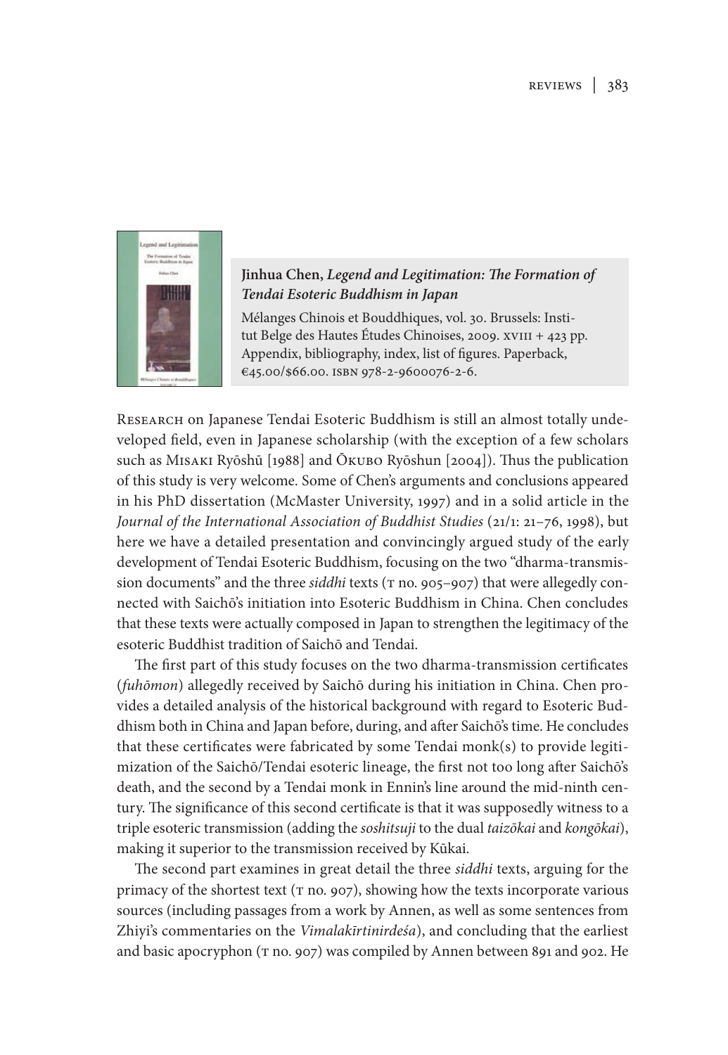**Jinhua Chen, *Legend and Legitimation: The Formation of Tendai Esoteric Buddhism in Japan***

Mélanges Chinois et Bouddhiques, vol. 30. Brussels: Institut Belge des Hautes Études Chinoises, 2009. xviii + 423 pp. Appendix, bibliography, index, list of figures. Paperback, €45.00/$66.00. isbn 978-2-9600076-2-6.

Research on Japanese Tendai Esoteric Buddhism is still an almost totally undeveloped field, even in Japanese scholarship (with the exception of a few scholars such as Misaki Ryōshū [1988] and Ōkubo Ryōshun [2004]). Thus the publication of this study is very welcome. Some of Chen's arguments and conclusions appeared in his PhD dissertation (McMaster University, 1997) and in a solid article in the *Journal of the International Association of Buddhist Studies* (21/1: 21–76, 1998), but here we have a detailed presentation and convincingly argued study of the early development of Tendai Esoteric Buddhism, focusing on the two "dharma-transmission documents" and the three *siddhi* texts (t no. 905–907) that were allegedly connected with Saichō's initiation into Esoteric Buddhism in China. Chen concludes that these texts were actually composed in Japan to strengthen the legitimacy of the esoteric Buddhist tradition of Saichō and Tendai.

The first part of this study focuses on the two dharma-transmission certificates (*fuhōmon*) allegedly received by Saichō during his initiation in China. Chen provides a detailed analysis of the historical background with regard to Esoteric Buddhism both in China and Japan before, during, and after Saichō's time. He concludes that these certificates were fabricated by some Tendai monk(s) to provide legitimization of the Saichō/Tendai esoteric lineage, the first not too long after Saichō's death, and the second by a Tendai monk in Ennin's line around the mid-ninth century. The significance of this second certificate is that it was supposedly witness to a triple esoteric transmission (adding the *soshitsuji* to the dual *taizōkai* and *kongōkai*), making it superior to the transmission received by Kūkai.

The second part examines in great detail the three *siddhi* texts, arguing for the primacy of the shortest text (t no. 907), showing how the texts incorporate various sources (including passages from a work by Annen, as well as some sentences from Zhiyi's commentaries on the *Vimalakīrtinirdeśa*), and concluding that the earliest and basic apocryphon (t no. 907) was compiled by Annen between 891 and 902. He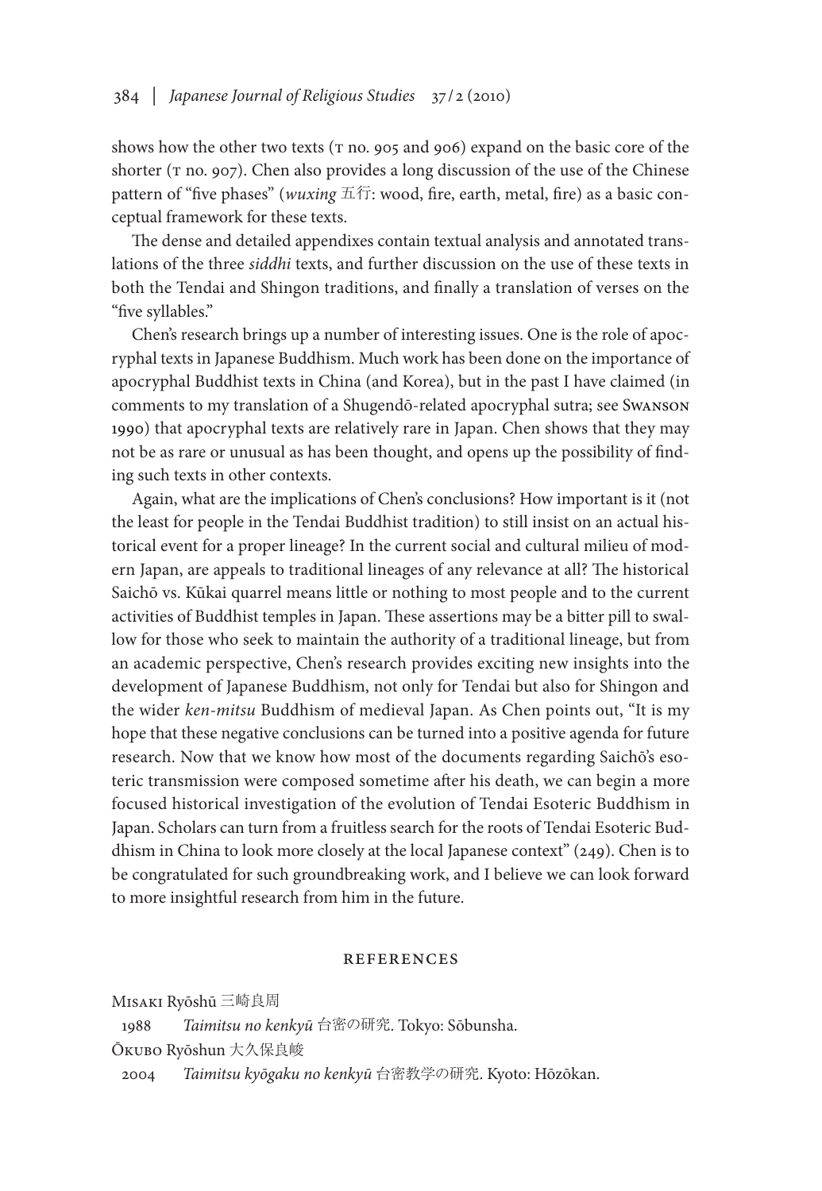shows how the other two texts (T no. 905 and 906) expand on the basic core of the shorter (T no. 907). Chen also provides a long discussion of the use of the Chinese pattern of "five phases" (*wuxing* 五行: wood, fire, earth, metal, fire) as a basic conceptual framework for these texts.

The dense and detailed appendixes contain textual analysis and annotated translations of the three *siddhi* texts, and further discussion on the use of these texts in both the Tendai and Shingon traditions, and finally a translation of verses on the "five syllables."

Chen's research brings up a number of interesting issues. One is the role of apocryphal texts in Japanese Buddhism. Much work has been done on the importance of apocryphal Buddhist texts in China (and Korea), but in the past I have claimed (in comments to my translation of a Shugendō-related apocryphal sutra; see Swanson 1990) that apocryphal texts are relatively rare in Japan. Chen shows that they may not be as rare or unusual as has been thought, and opens up the possibility of finding such texts in other contexts.

Again, what are the implications of Chen's conclusions? How important is it (not the least for people in the Tendai Buddhist tradition) to still insist on an actual historical event for a proper lineage? In the current social and cultural milieu of modern Japan, are appeals to traditional lineages of any relevance at all? The historical Saichō vs. Kūkai quarrel means little or nothing to most people and to the current activities of Buddhist temples in Japan. These assertions may be a bitter pill to swallow for those who seek to maintain the authority of a traditional lineage, but from an academic perspective, Chen's research provides exciting new insights into the development of Japanese Buddhism, not only for Tendai but also for Shingon and the wider *ken-mitsu* Buddhism of medieval Japan. As Chen points out, "It is my hope that these negative conclusions can be turned into a positive agenda for future research. Now that we know how most of the documents regarding Saichō's esoteric transmission were composed sometime after his death, we can begin a more focused historical investigation of the evolution of Tendai Esoteric Buddhism in Japan. Scholars can turn from a fruitless search for the roots of Tendai Esoteric Buddhism in China to look more closely at the local Japanese context" (249). Chen is to be congratulated for such groundbreaking work, and I believe we can look forward to more insightful research from him in the future.

## REFERENCES

Misaki Ryōshū 三崎良周

1988 *Taimitsu no kenkyū* 台密の研究. Tokyo: Sōbunsha.

Ōkubo Ryōshun 大久保良峻

2004 *Taimitsu kyōgaku no kenkyū* 台密教学の研究. Kyoto: Hōzōkan.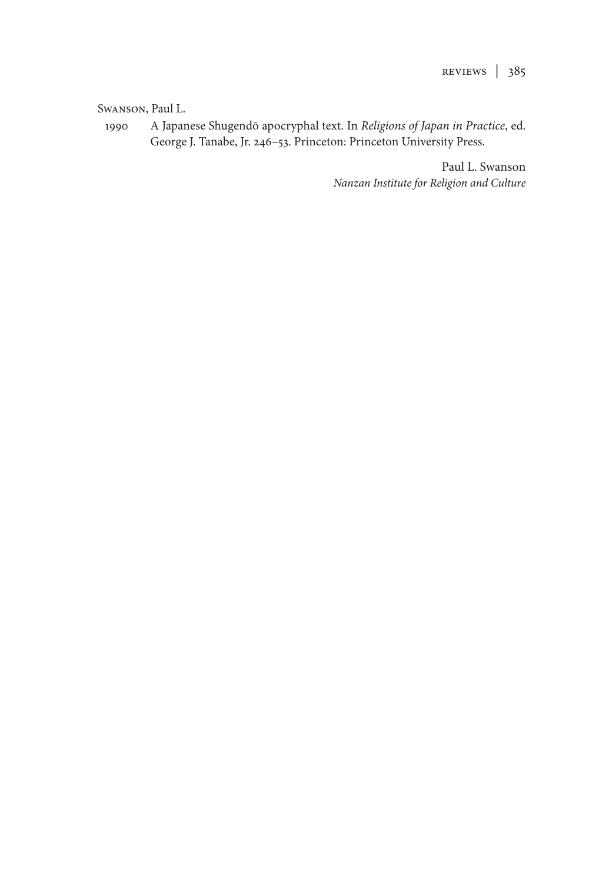Swanson, Paul L.

1990 A Japanese Shugendō apocryphal text. In *Religions of Japan in Practice*, ed. George J. Tanabe, Jr. 246–53. Princeton: Princeton University Press.

Paul L. Swanson
*Nanzan Institute for Religion and Culture*